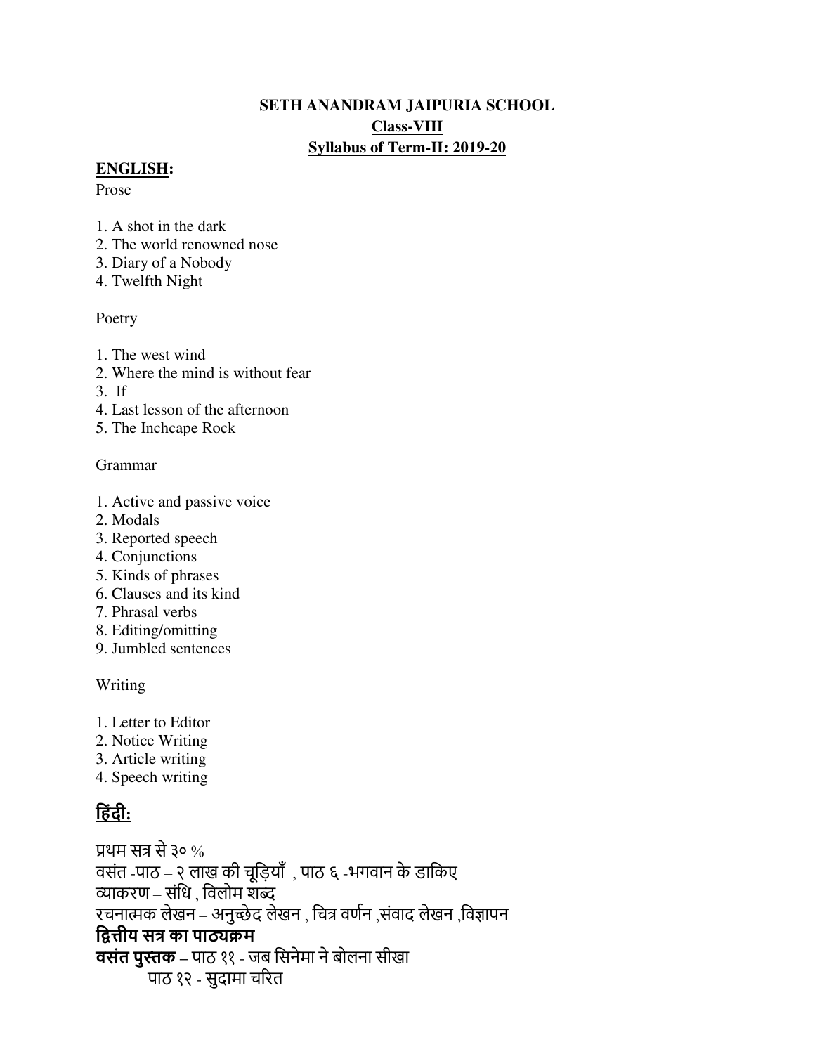**SETH ANANDRAM JAIPURIA SCHOOL**

**Class-VIII**

**Syllabus of Term-II: 2019-20**

## ENGLISH:

Prose

1. A shot in the dark
2. The world renowned nose
3. Diary of a Nobody
4. Twelfth Night

Poetry

1. The west wind
2. Where the mind is without fear
3. If
4. Last lesson of the afternoon
5. The Inchcape Rock

Grammar

1. Active and passive voice
2. Modals
3. Reported speech
4. Conjunctions
5. Kinds of phrases
6. Clauses and its kind
7. Phrasal verbs
8. Editing/omitting
9. Jumbled sentences

Writing

1. Letter to Editor
2. Notice Writing
3. Article writing
4. Speech writing

## हिंदी:

प्रथम सत्र से ३० %

वसंत -पाठ – २ लाख की चूड़ियाँ , पाठ ६ -भगवान के डाकिए

व्याकरण – संधि , विलोम शब्द

रचनात्मक लेखन – अनुच्छेद लेखन , चित्र वर्णन ,संवाद लेखन ,विज्ञापन

**द्वित्तीय सत्र का पाठ्यक्रम**

**वसंत पुस्तक** – पाठ ११ - जब सिनेमा ने बोलना सीखा

पाठ १२ - सुदामा चरित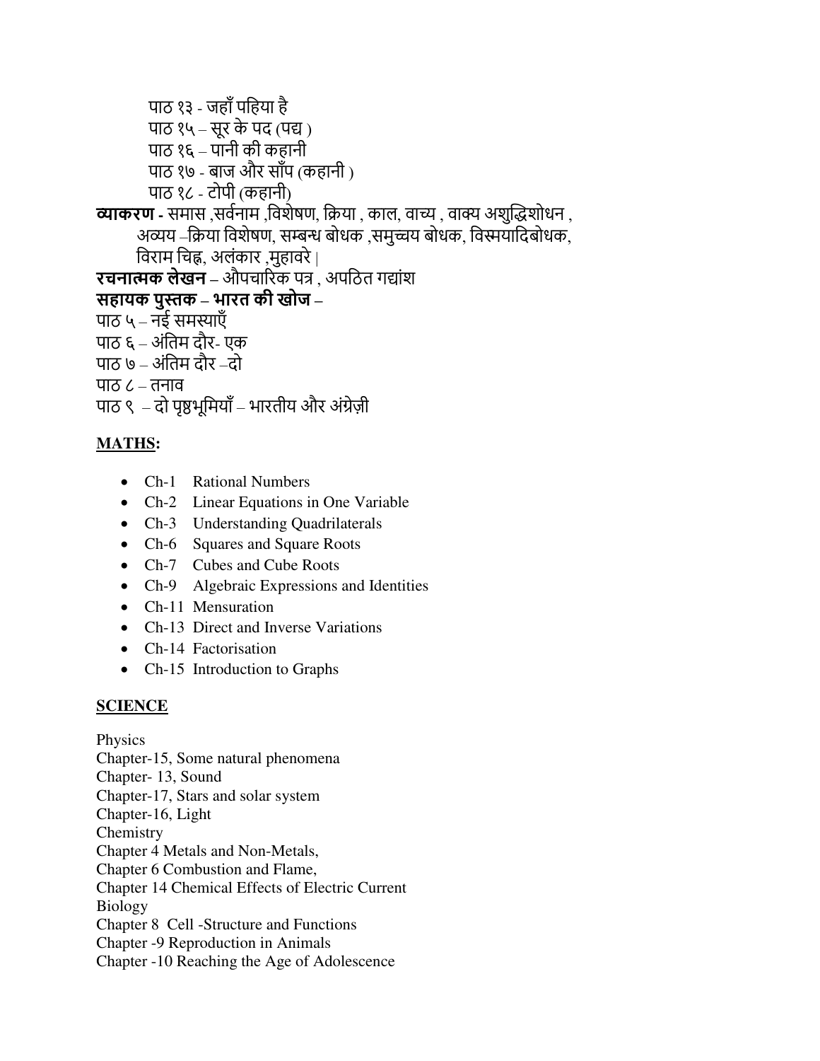पाठ १३ - जहाँ पहिया है
पाठ १५ – सूर के पद (पद्य )
पाठ १६ – पानी की कहानी
पाठ १७ - बाज और साँप (कहानी )
पाठ १८ - टोपी (कहानी)

**व्याकरण** - समास ,सर्वनाम ,विशेषण, क्रिया , काल, वाच्य , वाक्य अशुद्धिशोधन , अव्यय –क्रिया विशेषण, सम्बन्ध बोधक ,समुच्चय बोधक, विस्मयादिबोधक, विराम चिह्न, अलंकार ,मुहावरे |

**रचनात्मक लेखन** – औपचारिक पत्र , अपठित गद्यांश

**सहायक पुस्तक – भारत की खोज –**

पाठ ५ – नई समस्याएँ
पाठ ६ – अंतिम दौर- एक
पाठ ७ – अंतिम दौर –दो
पाठ ८ – तनाव
पाठ ९ – दो पृष्ठभूमियाँ – भारतीय और अंग्रेज़ी

**MATHS:**

- Ch-1 Rational Numbers
- Ch-2 Linear Equations in One Variable
- Ch-3 Understanding Quadrilaterals
- Ch-6 Squares and Square Roots
- Ch-7 Cubes and Cube Roots
- Ch-9 Algebraic Expressions and Identities
- Ch-11 Mensuration
- Ch-13 Direct and Inverse Variations
- Ch-14 Factorisation
- Ch-15 Introduction to Graphs

**SCIENCE**

Physics
Chapter-15, Some natural phenomena
Chapter- 13, Sound
Chapter-17, Stars and solar system
Chapter-16, Light
Chemistry
Chapter 4 Metals and Non-Metals,
Chapter 6 Combustion and Flame,
Chapter 14 Chemical Effects of Electric Current
Biology
Chapter 8 Cell -Structure and Functions
Chapter -9 Reproduction in Animals
Chapter -10 Reaching the Age of Adolescence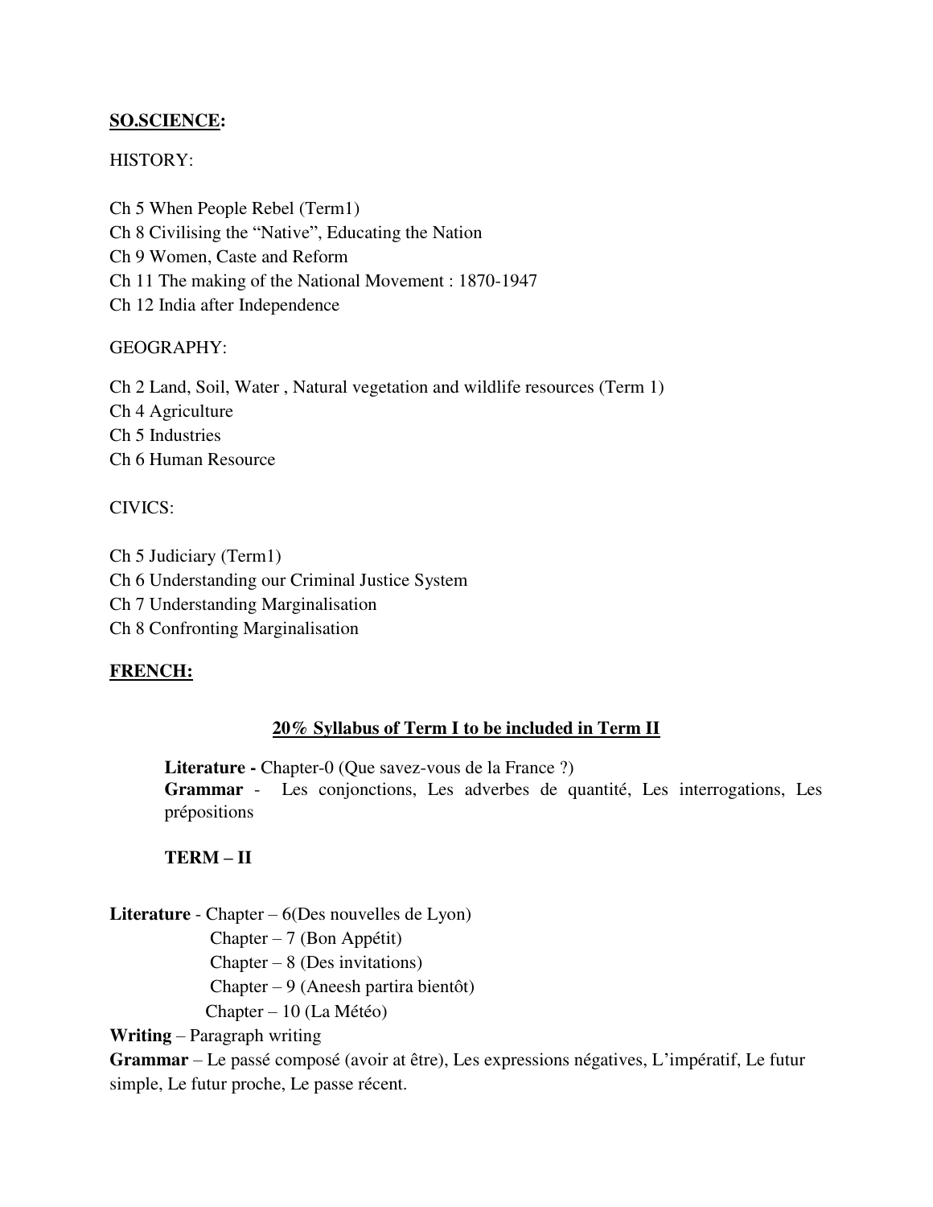**SO.SCIENCE:**

HISTORY:

Ch 5 When People Rebel (Term1)
Ch 8 Civilising the "Native", Educating the Nation
Ch 9 Women, Caste and Reform
Ch 11 The making of the National Movement : 1870-1947
Ch 12 India after Independence

GEOGRAPHY:

Ch 2 Land, Soil, Water , Natural vegetation and wildlife resources (Term 1)
Ch 4 Agriculture
Ch 5 Industries
Ch 6 Human Resource

CIVICS:

Ch 5 Judiciary (Term1)
Ch 6 Understanding our Criminal Justice System
Ch 7 Understanding Marginalisation
Ch 8 Confronting Marginalisation

**FRENCH:**

**20% Syllabus of Term I to be included in Term II**

**Literature -** Chapter-0 (Que savez-vous de la France ?)
**Grammar** - Les conjonctions, Les adverbes de quantité, Les interrogations, Les prépositions

**TERM – II**

**Literature** - Chapter – 6(Des nouvelles de Lyon)
Chapter – 7 (Bon Appétit)
Chapter – 8 (Des invitations)
Chapter – 9 (Aneesh partira bientôt)
Chapter – 10 (La Météo)

**Writing** – Paragraph writing

**Grammar** – Le passé composé (avoir at être), Les expressions négatives, L'impératif, Le futur simple, Le futur proche, Le passe récent.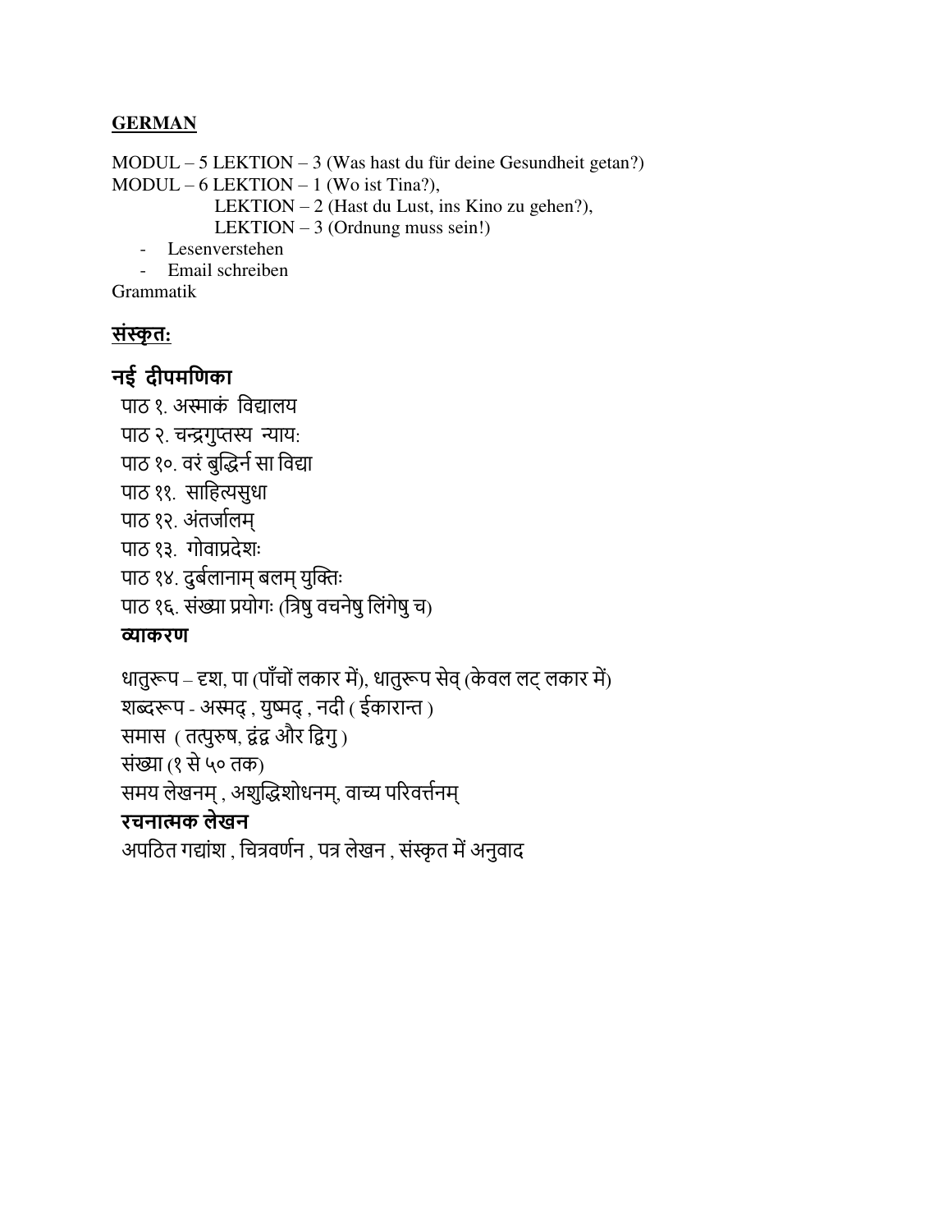**GERMAN**

MODUL – 5 LEKTION – 3 (Was hast du für deine Gesundheit getan?)
MODUL – 6 LEKTION – 1 (Wo ist Tina?),
LEKTION – 2 (Hast du Lust, ins Kino zu gehen?),
LEKTION – 3 (Ordnung muss sein!)

- Lesenverstehen
- Email schreiben

Grammatik

**संस्कृतः**

**नई दीपमणिका**

पाठ १. अस्माकं विद्यालय
पाठ २. चन्द्रगुप्तस्य न्यायः
पाठ १०. वरं बुद्धिर्न सा विद्या
पाठ ११. साहित्यसुधा
पाठ १२. अंतर्जालम्
पाठ १३. गोवाप्रदेशः
पाठ १४. दुर्बलानाम् बलम् युक्तिः
पाठ १६. संख्या प्रयोगः (त्रिषु वचनेषु लिंगेषु च)

**व्याकरण**

धातुरूप – दृश, पा (पाँचों लकार में), धातुरूप सेव् (केवल लट् लकार में)
शब्दरूप - अस्मद् , युष्मद् , नदी ( ईकारान्त )
समास ( तत्पुरुष, द्वंद्व और द्विगु )
संख्या (१ से ५० तक)
समय लेखनम् , अशुद्धिशोधनम्, वाच्य परिवर्त्तनम्

**रचनात्मक लेखन**

अपठित गद्यांश , चित्रवर्णन , पत्र लेखन , संस्कृत में अनुवाद